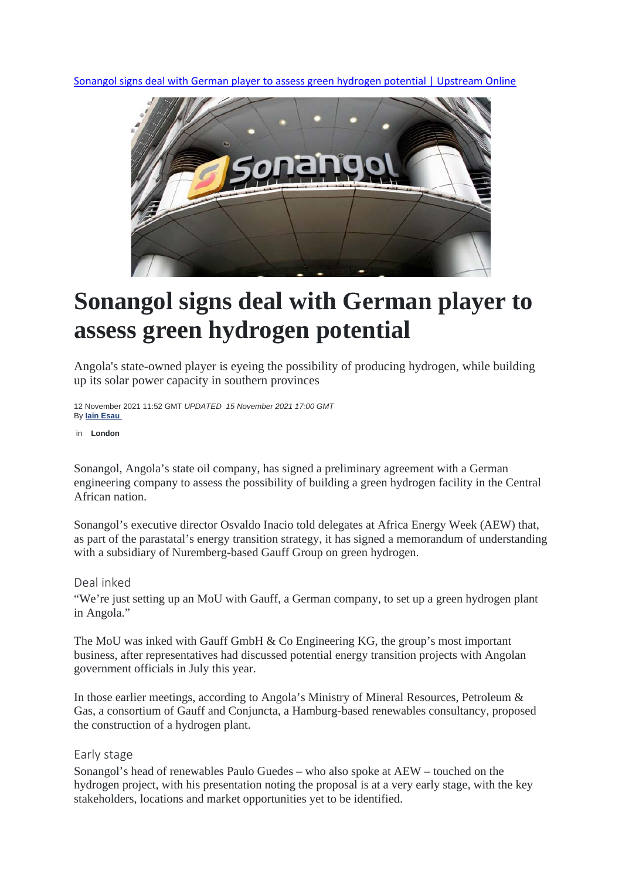[Sonangol signs deal with German player to assess green hydrogen potential | Upstream Online]

# Sonangol signs deal with German player to assess green hydrogen potential

Angola's state-owned player is eyeing the possibility of producing hydrogen, while building up its solar power capacity in southern provinces

12 November 2021 11:52 GMT *UPDATED 15 November 2021 17:00 GMT*
By **Iain Esau**

in **London**

Sonangol, Angola's state oil company, has signed a preliminary agreement with a German engineering company to assess the possibility of building a green hydrogen facility in the Central African nation.

Sonangol's executive director Osvaldo Inacio told delegates at Africa Energy Week (AEW) that, as part of the parastatal's energy transition strategy, it has signed a memorandum of understanding with a subsidiary of Nuremberg-based Gauff Group on green hydrogen.

## Deal inked

"We're just setting up an MoU with Gauff, a German company, to set up a green hydrogen plant in Angola."

The MoU was inked with Gauff GmbH & Co Engineering KG, the group's most important business, after representatives had discussed potential energy transition projects with Angolan government officials in July this year.

In those earlier meetings, according to Angola's Ministry of Mineral Resources, Petroleum & Gas, a consortium of Gauff and Conjuncta, a Hamburg-based renewables consultancy, proposed the construction of a hydrogen plant.

## Early stage

Sonangol's head of renewables Paulo Guedes – who also spoke at AEW – touched on the hydrogen project, with his presentation noting the proposal is at a very early stage, with the key stakeholders, locations and market opportunities yet to be identified.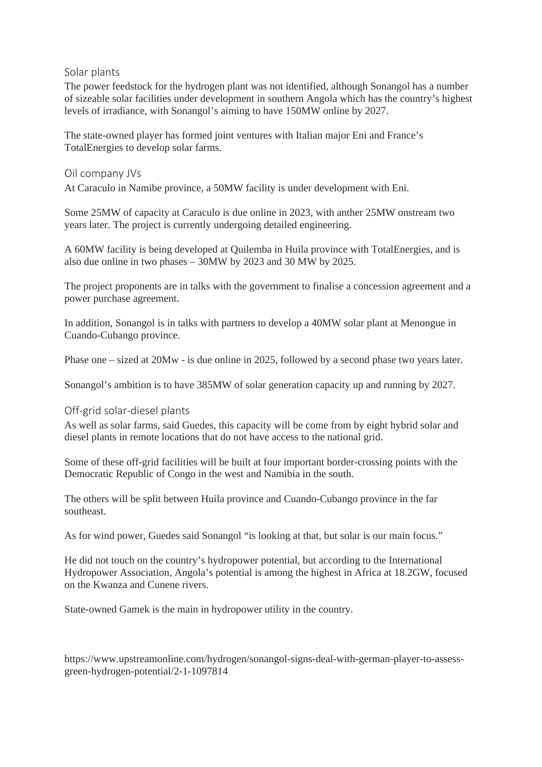## Solar plants

The power feedstock for the hydrogen plant was not identified, although Sonangol has a number of sizeable solar facilities under development in southern Angola which has the country's highest levels of irradiance, with Sonangol's aiming to have 150MW online by 2027.

The state-owned player has formed joint ventures with Italian major Eni and France's TotalEnergies to develop solar farms.

## Oil company JVs

At Caraculo in Namibe province, a 50MW facility is under development with Eni.

Some 25MW of capacity at Caraculo is due online in 2023, with anther 25MW onstream two years later. The project is currently undergoing detailed engineering.

A 60MW facility is being developed at Quilemba in Huila province with TotalEnergies, and is also due online in two phases – 30MW by 2023 and 30 MW by 2025.

The project proponents are in talks with the government to finalise a concession agreement and a power purchase agreement.

In addition, Sonangol is in talks with partners to develop a 40MW solar plant at Menongue in Cuando-Cubango province.

Phase one – sized at 20Mw - is due online in 2025, followed by a second phase two years later.

Sonangol's ambition is to have 385MW of solar generation capacity up and running by 2027.

## Off-grid solar-diesel plants

As well as solar farms, said Guedes, this capacity will be come from by eight hybrid solar and diesel plants in remote locations that do not have access to the national grid.

Some of these off-grid facilities will be built at four important border-crossing points with the Democratic Republic of Congo in the west and Namibia in the south.

The others will be split between Huila province and Cuando-Cubango province in the far southeast.

As for wind power, Guedes said Sonangol "is looking at that, but solar is our main focus."

He did not touch on the country's hydropower potential, but according to the International Hydropower Association, Angola's potential is among the highest in Africa at 18.2GW, focused on the Kwanza and Cunene rivers.

State-owned Gamek is the main in hydropower utility in the country.

https://www.upstreamonline.com/hydrogen/sonangol-signs-deal-with-german-player-to-assess-green-hydrogen-potential/2-1-1097814